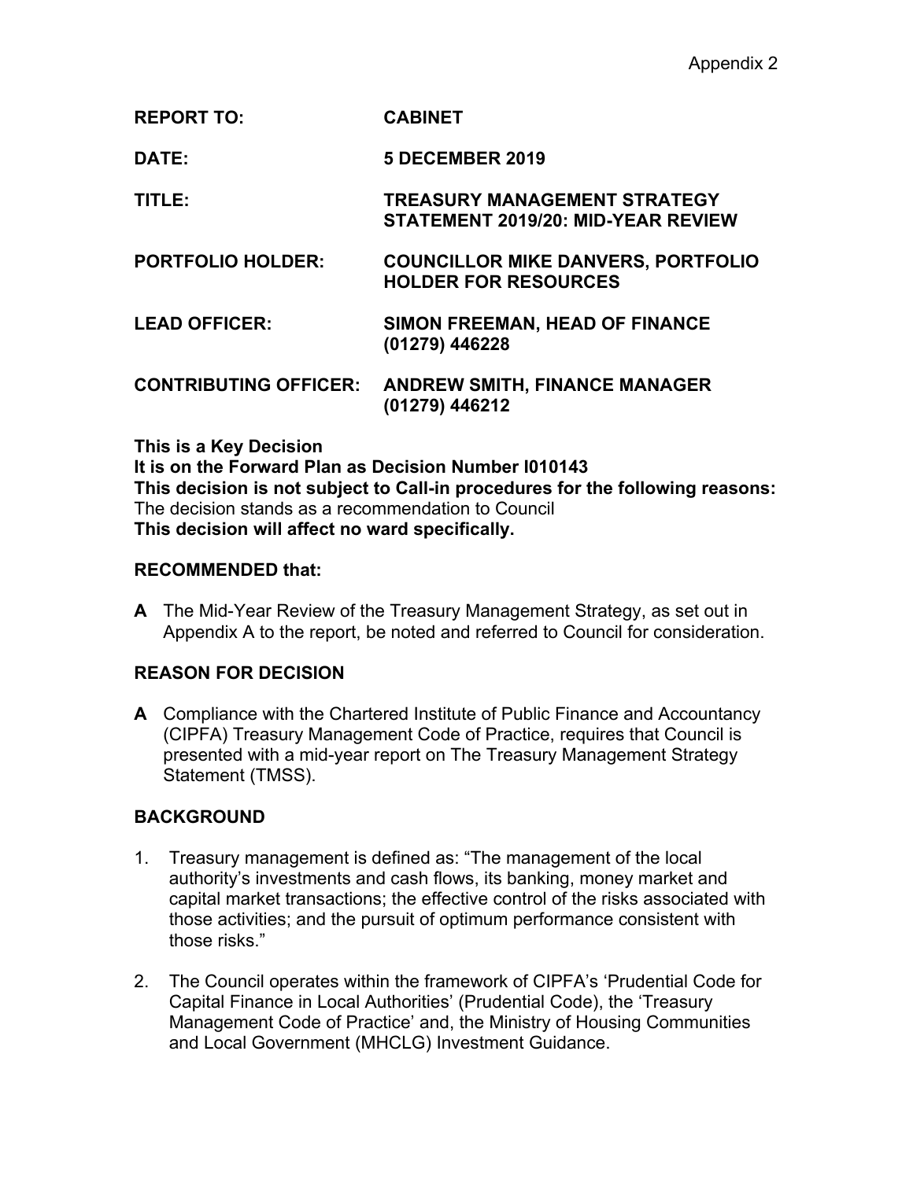Appendix 2

| | |
|---|---|
| **REPORT TO:** | **CABINET** |
| **DATE:** | **5 DECEMBER 2019** |
| **TITLE:** | **TREASURY MANAGEMENT STRATEGY STATEMENT 2019/20: MID-YEAR REVIEW** |
| **PORTFOLIO HOLDER:** | **COUNCILLOR MIKE DANVERS, PORTFOLIO HOLDER FOR RESOURCES** |
| **LEAD OFFICER:** | **SIMON FREEMAN, HEAD OF FINANCE (01279) 446228** |
| **CONTRIBUTING OFFICER:** | **ANDREW SMITH, FINANCE MANAGER (01279) 446212** |

**This is a Key Decision**
**It is on the Forward Plan as Decision Number I010143**
**This decision is not subject to Call-in procedures for the following reasons:**
The decision stands as a recommendation to Council
**This decision will affect no ward specifically.**

## RECOMMENDED that:

**A** The Mid-Year Review of the Treasury Management Strategy, as set out in Appendix A to the report, be noted and referred to Council for consideration.

## REASON FOR DECISION

**A** Compliance with the Chartered Institute of Public Finance and Accountancy (CIPFA) Treasury Management Code of Practice, requires that Council is presented with a mid-year report on The Treasury Management Strategy Statement (TMSS).

## BACKGROUND

1. Treasury management is defined as: "The management of the local authority's investments and cash flows, its banking, money market and capital market transactions; the effective control of the risks associated with those activities; and the pursuit of optimum performance consistent with those risks."

2. The Council operates within the framework of CIPFA's 'Prudential Code for Capital Finance in Local Authorities' (Prudential Code), the 'Treasury Management Code of Practice' and, the Ministry of Housing Communities and Local Government (MHCLG) Investment Guidance.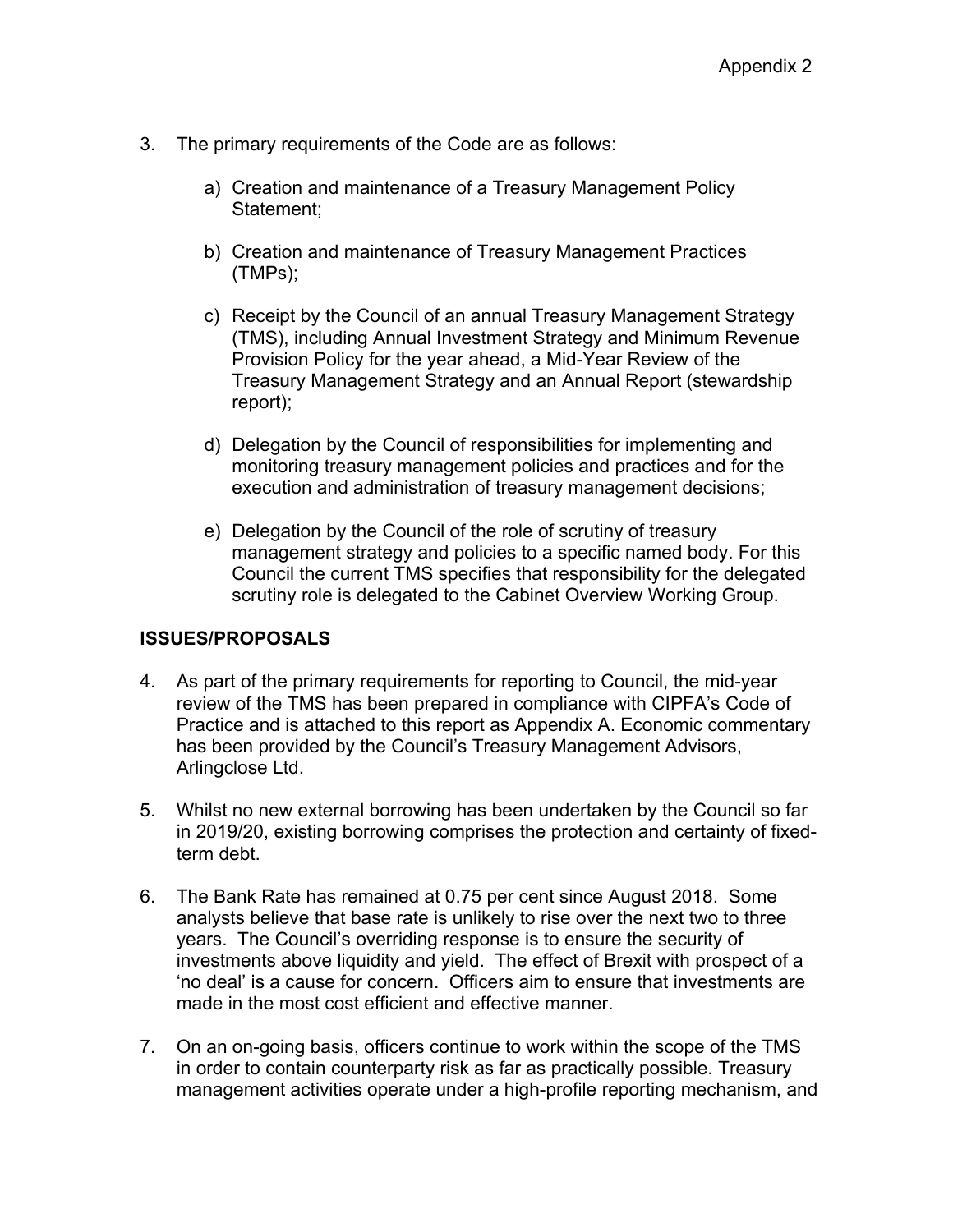3. The primary requirements of the Code are as follows:

   a) Creation and maintenance of a Treasury Management Policy Statement;

   b) Creation and maintenance of Treasury Management Practices (TMPs);

   c) Receipt by the Council of an annual Treasury Management Strategy (TMS), including Annual Investment Strategy and Minimum Revenue Provision Policy for the year ahead, a Mid-Year Review of the Treasury Management Strategy and an Annual Report (stewardship report);

   d) Delegation by the Council of responsibilities for implementing and monitoring treasury management policies and practices and for the execution and administration of treasury management decisions;

   e) Delegation by the Council of the role of scrutiny of treasury management strategy and policies to a specific named body. For this Council the current TMS specifies that responsibility for the delegated scrutiny role is delegated to the Cabinet Overview Working Group.

**ISSUES/PROPOSALS**

4. As part of the primary requirements for reporting to Council, the mid-year review of the TMS has been prepared in compliance with CIPFA's Code of Practice and is attached to this report as Appendix A. Economic commentary has been provided by the Council's Treasury Management Advisors, Arlingclose Ltd.

5. Whilst no new external borrowing has been undertaken by the Council so far in 2019/20, existing borrowing comprises the protection and certainty of fixed-term debt.

6. The Bank Rate has remained at 0.75 per cent since August 2018. Some analysts believe that base rate is unlikely to rise over the next two to three years. The Council's overriding response is to ensure the security of investments above liquidity and yield. The effect of Brexit with prospect of a 'no deal' is a cause for concern. Officers aim to ensure that investments are made in the most cost efficient and effective manner.

7. On an on-going basis, officers continue to work within the scope of the TMS in order to contain counterparty risk as far as practically possible. Treasury management activities operate under a high-profile reporting mechanism, and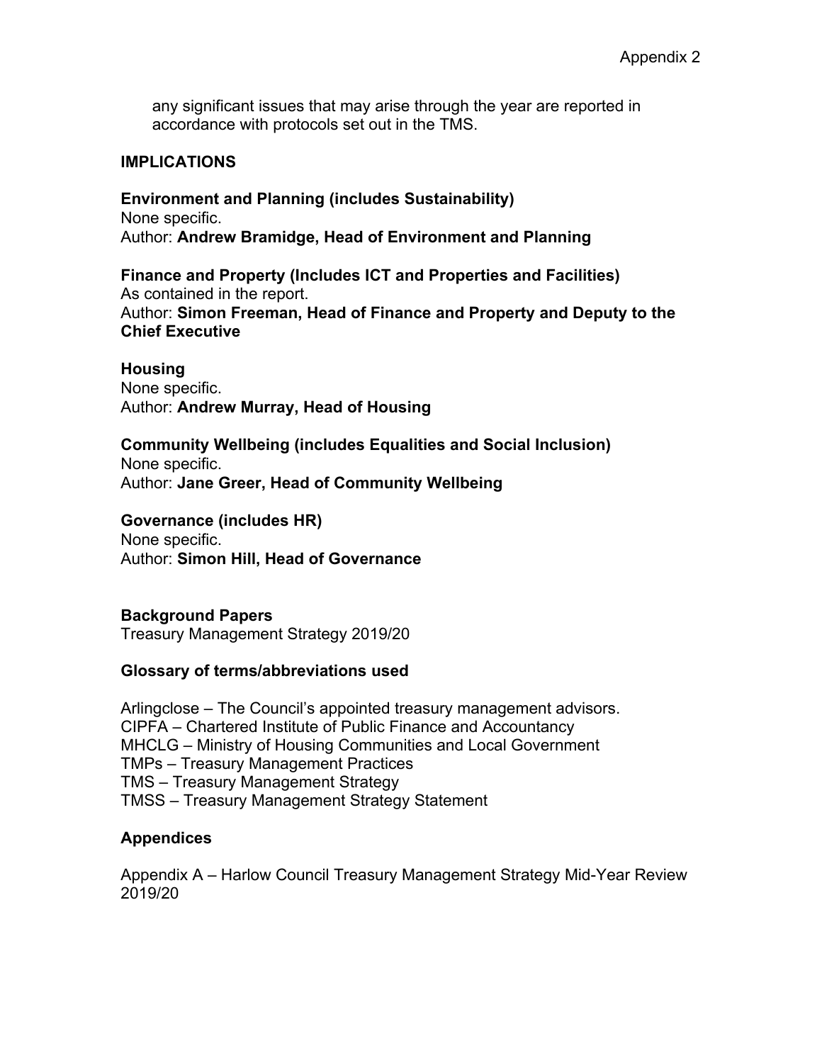any significant issues that may arise through the year are reported in accordance with protocols set out in the TMS.

## IMPLICATIONS

**Environment and Planning (includes Sustainability)**
None specific.
Author: **Andrew Bramidge, Head of Environment and Planning**

**Finance and Property (Includes ICT and Properties and Facilities)**
As contained in the report.
Author: **Simon Freeman, Head of Finance and Property and Deputy to the Chief Executive**

**Housing**
None specific.
Author: **Andrew Murray, Head of Housing**

**Community Wellbeing (includes Equalities and Social Inclusion)**
None specific.
Author: **Jane Greer, Head of Community Wellbeing**

**Governance (includes HR)**
None specific.
Author: **Simon Hill, Head of Governance**

**Background Papers**
Treasury Management Strategy 2019/20

**Glossary of terms/abbreviations used**

Arlingclose – The Council's appointed treasury management advisors.
CIPFA – Chartered Institute of Public Finance and Accountancy
MHCLG – Ministry of Housing Communities and Local Government
TMPs – Treasury Management Practices
TMS – Treasury Management Strategy
TMSS – Treasury Management Strategy Statement

**Appendices**

Appendix A – Harlow Council Treasury Management Strategy Mid-Year Review 2019/20